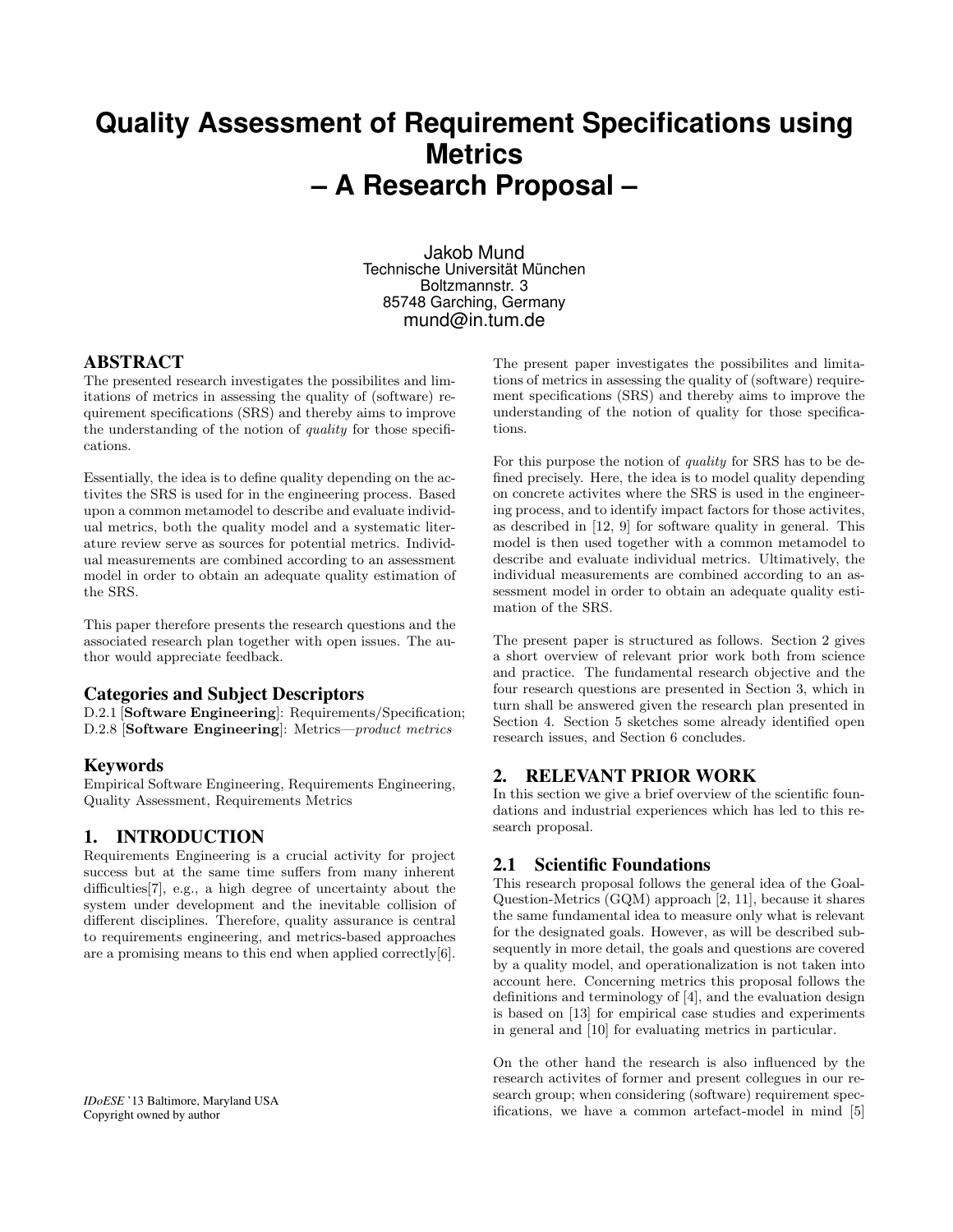# Quality Assessment of Requirement Specifications using Metrics – A Research Proposal –

Jakob Mund
Technische Universität München
Boltzmannstr. 3
85748 Garching, Germany
mund@in.tum.de

## ABSTRACT

The presented research investigates the possibilites and limitations of metrics in assessing the quality of (software) requirement specifications (SRS) and thereby aims to improve the understanding of the notion of *quality* for those specifications.

Essentially, the idea is to define quality depending on the activites the SRS is used for in the engineering process. Based upon a common metamodel to describe and evaluate individual metrics, both the quality model and a systematic literature review serve as sources for potential metrics. Individual measurements are combined according to an assessment model in order to obtain an adequate quality estimation of the SRS.

This paper therefore presents the research questions and the associated research plan together with open issues. The author would appreciate feedback.

### Categories and Subject Descriptors

D.2.1 [**Software Engineering**]: Requirements/Specification; D.2.8 [**Software Engineering**]: Metrics—*product metrics*

### Keywords

Empirical Software Engineering, Requirements Engineering, Quality Assessment, Requirements Metrics

## 1. INTRODUCTION

Requirements Engineering is a crucial activity for project success but at the same time suffers from many inherent difficulties[7], e.g., a high degree of uncertainty about the system under development and the inevitable collision of different disciplines. Therefore, quality assurance is central to requirements engineering, and metrics-based approaches are a promising means to this end when applied correctly[6].

The present paper investigates the possibilites and limitations of metrics in assessing the quality of (software) requirement specifications (SRS) and thereby aims to improve the understanding of the notion of quality for those specifications.

For this purpose the notion of *quality* for SRS has to be defined precisely. Here, the idea is to model quality depending on concrete activites where the SRS is used in the engineering process, and to identify impact factors for those activites, as described in [12, 9] for software quality in general. This model is then used together with a common metamodel to describe and evaluate individual metrics. Ultimatively, the individual measurements are combined according to an assessment model in order to obtain an adequate quality estimation of the SRS.

The present paper is structured as follows. Section 2 gives a short overview of relevant prior work both from science and practice. The fundamental research objective and the four research questions are presented in Section 3, which in turn shall be answered given the research plan presented in Section 4. Section 5 sketches some already identified open research issues, and Section 6 concludes.

## 2. RELEVANT PRIOR WORK

In this section we give a brief overview of the scientific foundations and industrial experiences which has led to this research proposal.

### 2.1 Scientific Foundations

This research proposal follows the general idea of the Goal-Question-Metrics (GQM) approach [2, 11], because it shares the same fundamental idea to measure only what is relevant for the designated goals. However, as will be described subsequently in more detail, the goals and questions are covered by a quality model, and operationalization is not taken into account here. Concerning metrics this proposal follows the definitions and terminology of [4], and the evaluation design is based on [13] for empirical case studies and experiments in general and [10] for evaluating metrics in particular.

On the other hand the research is also influenced by the research activites of former and present collegues in our research group; when considering (software) requirement specifications, we have a common artefact-model in mind [5]

*IDoESE* '13 Baltimore, Maryland USA
Copyright owned by author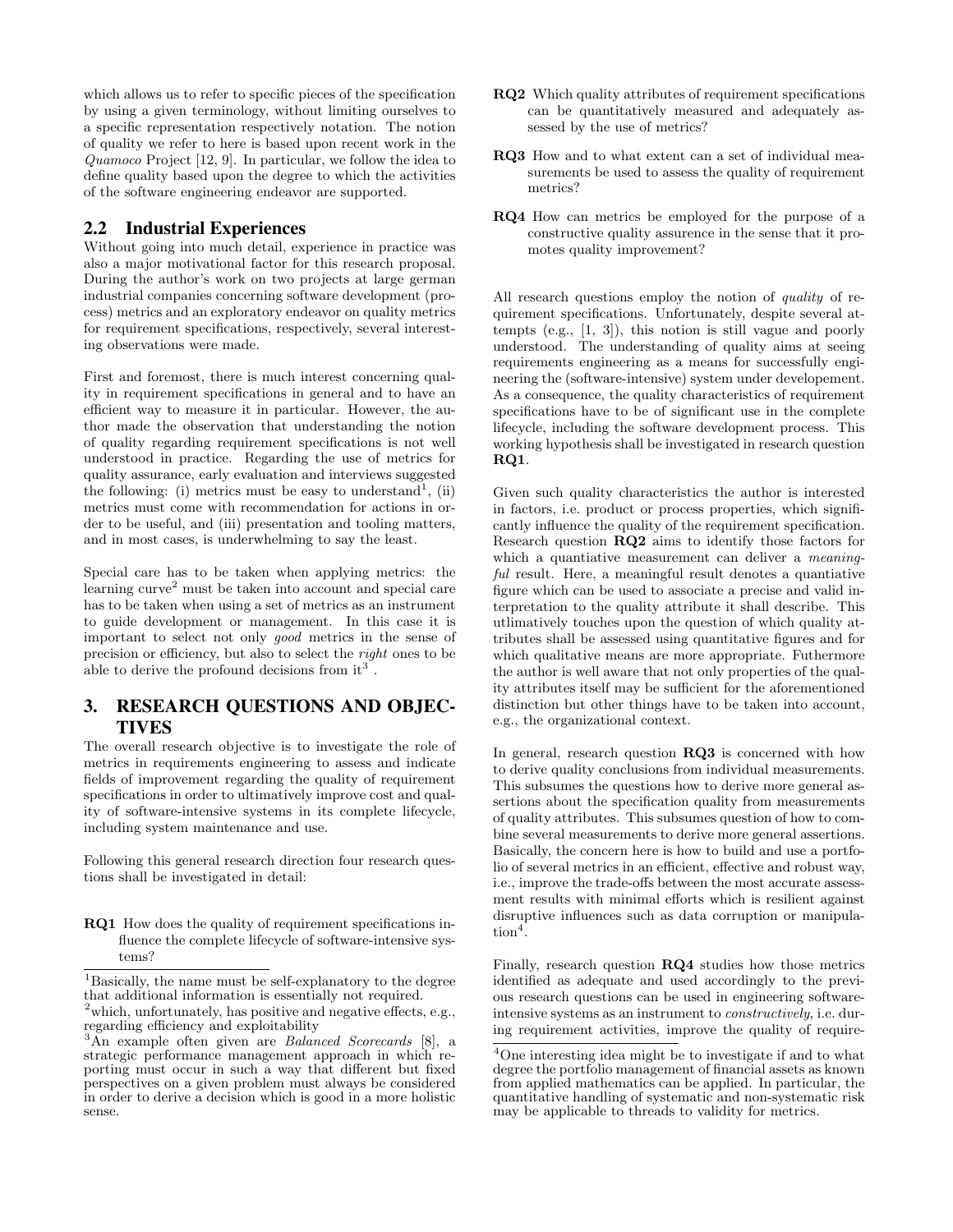which allows us to refer to specific pieces of the specification by using a given terminology, without limiting ourselves to a specific representation respectively notation. The notion of quality we refer to here is based upon recent work in the *Quamoco* Project [12, 9]. In particular, we follow the idea to define quality based upon the degree to which the activities of the software engineering endeavor are supported.

## 2.2 Industrial Experiences

Without going into much detail, experience in practice was also a major motivational factor for this research proposal. During the author's work on two projects at large german industrial companies concerning software development (process) metrics and an exploratory endeavor on quality metrics for requirement specifications, respectively, several interesting observations were made.

First and foremost, there is much interest concerning quality in requirement specifications in general and to have an efficient way to measure it in particular. However, the author made the observation that understanding the notion of quality regarding requirement specifications is not well understood in practice. Regarding the use of metrics for quality assurance, early evaluation and interviews suggested the following: (i) metrics must be easy to understand[1], (ii) metrics must come with recommendation for actions in order to be useful, and (iii) presentation and tooling matters, and in most cases, is underwhelming to say the least.

Special care has to be taken when applying metrics: the learning curve[2] must be taken into account and special care has to be taken when using a set of metrics as an instrument to guide development or management. In this case it is important to select not only *good* metrics in the sense of precision or efficiency, but also to select the *right* ones to be able to derive the profound decisions from it[3] .

# 3. RESEARCH QUESTIONS AND OBJECTIVES

The overall research objective is to investigate the role of metrics in requirements engineering to assess and indicate fields of improvement regarding the quality of requirement specifications in order to ultimatively improve cost and quality of software-intensive systems in its complete lifecycle, including system maintenance and use.

Following this general research direction four research questions shall be investigated in detail:

**RQ1** How does the quality of requirement specifications influence the complete lifecycle of software-intensive systems?

**RQ2** Which quality attributes of requirement specifications can be quantitatively measured and adequately assessed by the use of metrics?

**RQ3** How and to what extent can a set of individual measurements be used to assess the quality of requirement metrics?

**RQ4** How can metrics be employed for the purpose of a constructive quality assurence in the sense that it promotes quality improvement?

All research questions employ the notion of *quality* of requirement specifications. Unfortunately, despite several attempts (e.g., [1, 3]), this notion is still vague and poorly understood. The understanding of quality aims at seeing requirements engineering as a means for successfully engineering the (software-intensive) system under developement. As a consequence, the quality characteristics of requirement specifications have to be of significant use in the complete lifecycle, including the software development process. This working hypothesis shall be investigated in research question **RQ1**.

Given such quality characteristics the author is interested in factors, i.e. product or process properties, which significantly influence the quality of the requirement specification. Research question **RQ2** aims to identify those factors for which a quantiative measurement can deliver a *meaningful* result. Here, a meaningful result denotes a quantiative figure which can be used to associate a precise and valid interpretation to the quality attribute it shall describe. This utlimatively touches upon the question of which quality attributes shall be assessed using quantitative figures and for which qualitative means are more appropriate. Futhermore the author is well aware that not only properties of the quality attributes itself may be sufficient for the aforementioned distinction but other things have to be taken into account, e.g., the organizational context.

In general, research question **RQ3** is concerned with how to derive quality conclusions from individual measurements. This subsumes the questions how to derive more general assertions about the specification quality from measurements of quality attributes. This subsumes question of how to combine several measurements to derive more general assertions. Basically, the concern here is how to build and use a portfolio of several metrics in an efficient, effective and robust way, i.e., improve the trade-offs between the most accurate assessment results with minimal efforts which is resilient against disruptive influences such as data corruption or manipulation[4].

Finally, research question **RQ4** studies how those metrics identified as adequate and used accordingly to the previous research questions can be used in engineering software-intensive systems as an instrument to *constructively*, i.e. during requirement activities, improve the quality of require-

[1] Basically, the name must be self-explanatory to the degree that additional information is essentially not required.

[2] which, unfortunately, has positive and negative effects, e.g., regarding efficiency and exploitability

[3] An example often given are *Balanced Scorecards* [8], a strategic performance management approach in which reporting must occur in such a way that different but fixed perspectives on a given problem must always be considered in order to derive a decision which is good in a more holistic sense.

[4] One interesting idea might be to investigate if and to what degree the portfolio management of financial assets as known from applied mathematics can be applied. In particular, the quantitative handling of systematic and non-systematic risk may be applicable to threads to validity for metrics.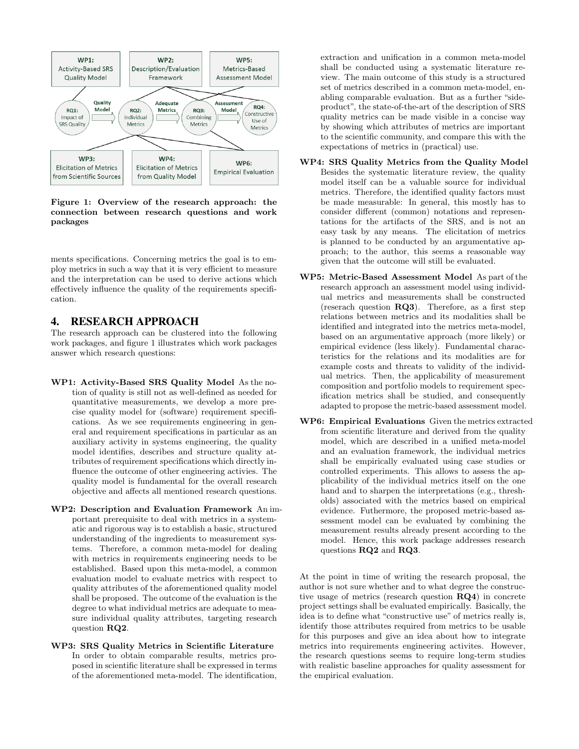Figure 1: Overview of the research approach: the connection between research questions and work packages

ments specifications. Concerning metrics the goal is to employ metrics in such a way that it is very efficient to measure and the interpretation can be used to derive actions which effectively influence the quality of the requirements specification.

## 4. RESEARCH APPROACH

The research approach can be clustered into the following work packages, and figure 1 illustrates which work packages answer which research questions:

**WP1: Activity-Based SRS Quality Model** As the notion of quality is still not as well-defined as needed for quantitative measurements, we develop a more precise quality model for (software) requirement specifications. As we see requirements engineering in general and requirement specifications in particular as an auxiliary activity in systems engineering, the quality model identifies, describes and structure quality attributes of requirement specifications which directly influence the outcome of other engineering activies. The quality model is fundamental for the overall research objective and affects all mentioned research questions.

**WP2: Description and Evaluation Framework** An important prerequisite to deal with metrics in a systematic and rigorous way is to establish a basic, structured understanding of the ingredients to measurement systems. Therefore, a common meta-model for dealing with metrics in requirements engineering needs to be established. Based upon this meta-model, a common evaluation model to evaluate metrics with respect to quality attributes of the aforementioned quality model shall be proposed. The outcome of the evaluation is the degree to what individual metrics are adequate to measure individual quality attributes, targeting research question **RQ2**.

**WP3: SRS Quality Metrics in Scientific Literature** In order to obtain comparable results, metrics proposed in scientific literature shall be expressed in terms of the aforementioned meta-model. The identification, extraction and unification in a common meta-model shall be conducted using a systematic literature review. The main outcome of this study is a structured set of metrics described in a common meta-model, enabling comparable evaluation. But as a further "side-product", the state-of-the-art of the description of SRS quality metrics can be made visible in a concise way by showing which attributes of metrics are important to the scientific community, and compare this with the expectations of metrics in (practical) use.

**WP4: SRS Quality Metrics from the Quality Model** Besides the systematic literature review, the quality model itself can be a valuable source for individual metrics. Therefore, the identified quality factors must be made measurable: In general, this mostly has to consider different (common) notations and representations for the artifacts of the SRS, and is not an easy task by any means. The elicitation of metrics is planned to be conducted by an argumentative approach; to the author, this seems a reasonable way given that the outcome will still be evaluated.

**WP5: Metric-Based Assessment Model** As part of the research approach an assessment model using individual metrics and measurements shall be constructed (reserach question **RQ3**). Therefore, as a first step relations between metrics and its modalities shall be identified and integrated into the metrics meta-model, based on an argumentative approach (more likely) or empirical evidence (less likely). Fundamental characteristics for the relations and its modalities are for example costs and threats to validity of the individual metrics. Then, the applicability of measurement composition and portfolio models to requirement specification metrics shall be studied, and consequently adapted to propose the metric-based assessment model.

**WP6: Empirical Evaluations** Given the metrics extracted from scientific literature and derived from the quality model, which are described in a unified meta-model and an evaluation framework, the individual metrics shall be empirically evaluated using case studies or controlled experiments. This allows to assess the applicability of the individual metrics itself on the one hand and to sharpen the interpretations (e.g., thresholds) associated with the metrics based on empirical evidence. Futhermore, the proposed metric-based assessment model can be evaluated by combining the measurement results already present according to the model. Hence, this work package addresses research questions **RQ2** and **RQ3**.

At the point in time of writing the research proposal, the author is not sure whether and to what degree the constructive usage of metrics (research question **RQ4**) in concrete project settings shall be evaluated empirically. Basically, the idea is to define what "constructive use" of metrics really is, identify those attributes required from metrics to be usable for this purposes and give an idea about how to integrate metrics into requirements engineering activites. However, the research questions seems to require long-term studies with realistic baseline approaches for quality assessment for the empirical evaluation.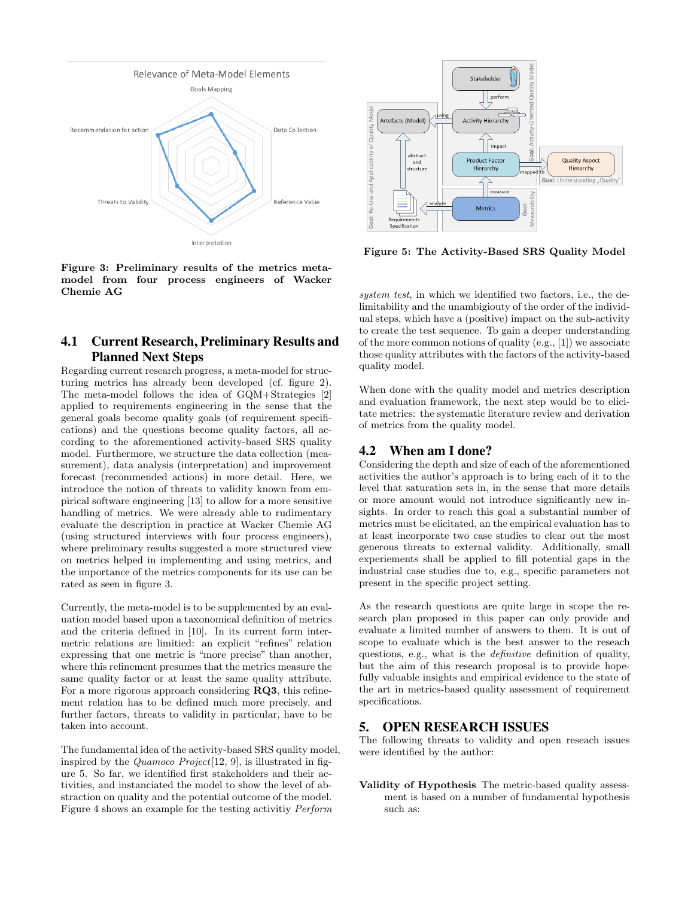Figure 3: Preliminary results of the metrics meta-model from four process engineers of Wacker Chemie AG

### 4.1 Current Research, Preliminary Results and Planned Next Steps

Regarding current research progress, a meta-model for structuring metrics has already been developed (cf. figure 2). The meta-model follows the idea of GQM+Strategies [2] applied to requirements engineering in the sense that the general goals become quality goals (of requirement specifications) and the questions become quality factors, all according to the aforementioned activity-based SRS quality model. Furthermore, we structure the data collection (measurement), data analysis (interpretation) and improvement forecast (recommended actions) in more detail. Here, we introduce the notion of threats to validity known from empirical software engineering [13] to allow for a more sensitive handling of metrics. We were already able to rudimentary evaluate the description in practice at Wacker Chemie AG (using structured interviews with four process engineers), where preliminary results suggested a more structured view on metrics helped in implementing and using metrics, and the importance of the metrics components for its use can be rated as seen in figure 3.

Currently, the meta-model is to be supplemented by an evaluation model based upon a taxonomical definition of metrics and the criteria defined in [10]. In its current form intermetric relations are limitied: an explicit "refines" relation expressing that one metric is "more precise" than another, where this refinement presumes that the metrics measure the same quality factor or at least the same quality attribute. For a more rigorous approach considering **RQ3**, this refinement relation has to be defined much more precisely, and further factors, threats to validity in particular, have to be taken into account.

The fundamental idea of the activity-based SRS quality model, inspired by the *Quamoco Project*[12, 9], is illustrated in figure 5. So far, we identified first stakeholders and their activities, and instanciated the model to show the level of abstraction on quality and the potential outcome of the model. Figure 4 shows an example for the testing activitiy *Perform system test*, in which we identified two factors, i.e., the delimitability and the unambigiouty of the order of the individual steps, which have a (positive) impact on the sub-activity to create the test sequence. To gain a deeper understanding of the more common notions of quality (e.g., [1]) we associate those quality attributes with the factors of the activity-based quality model.

Figure 5: The Activity-Based SRS Quality Model

When done with the quality model and metrics description and evaluation framework, the next step would be to elicitate metrics: the systematic literature review and derivation of metrics from the quality model.

### 4.2 When am I done?

Considering the depth and size of each of the aforementioned activities the author's approach is to bring each of it to the level that saturation sets in, in the sense that more details or more amount would not introduce significantly new insights. In order to reach this goal a substantial number of metrics must be elicitated, an the empirical evaluation has to at least incorporate two case studies to clear out the most generous threats to external validity. Additionally, small experiements shall be applied to fill potential gaps in the industrial case studies due to, e.g., specific parameters not present in the specific project setting.

As the research questions are quite large in scope the research plan proposed in this paper can only provide and evaluate a limited number of answers to them. It is out of scope to evaluate which is the best answer to the reseach questions, e.g., what is the *definitive* definition of quality, but the aim of this research proposal is to provide hopefully valuable insights and empirical evidence to the state of the art in metrics-based quality assessment of requirement specifications.

## 5. OPEN RESEARCH ISSUES

The following threats to validity and open reseach issues were identified by the author:

**Validity of Hypothesis** The metric-based quality assessment is based on a number of fundamental hypothesis such as: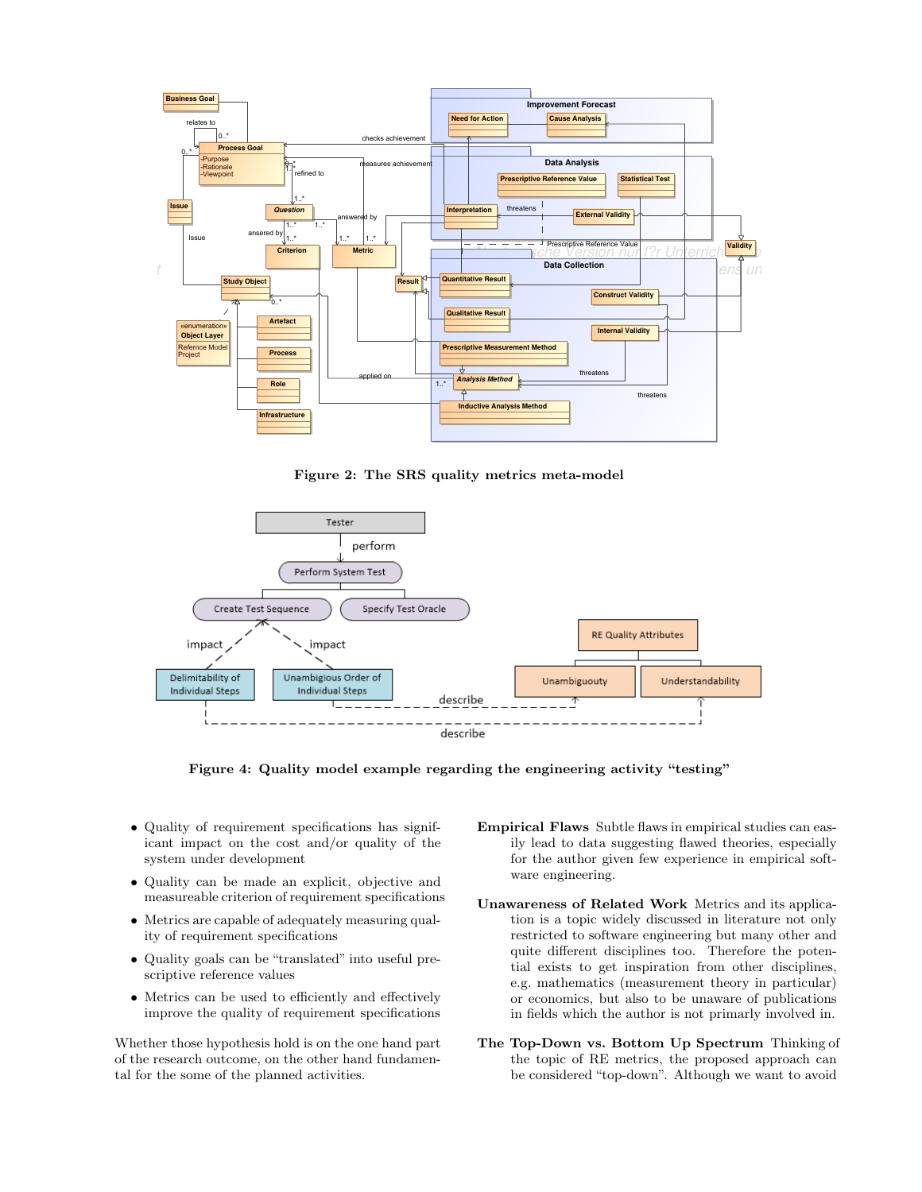Figure 2: The SRS quality metrics meta-model

Figure 4: Quality model example regarding the engineering activity "testing"

- Quality of requirement specifications has significant impact on the cost and/or quality of the system under development
- Quality can be made an explicit, objective and measureable criterion of requirement specifications
- Metrics are capable of adequately measuring quality of requirement specifications
- Quality goals can be "translated" into useful prescriptive reference values
- Metrics can be used to efficiently and effectively improve the quality of requirement specifications

Whether those hypothesis hold is on the one hand part of the research outcome, on the other hand fundamental for the some of the planned activities.

**Empirical Flaws** Subtle flaws in empirical studies can easily lead to data suggesting flawed theories, especially for the author given few experience in empirical software engineering.

**Unawareness of Related Work** Metrics and its application is a topic widely discussed in literature not only restricted to software engineering but many other and quite different disciplines too. Therefore the potential exists to get inspiration from other disciplines, e.g. mathematics (measurement theory in particular) or economics, but also to be unaware of publications in fields which the author is not primarily involved in.

**The Top-Down vs. Bottom Up Spectrum** Thinking of the topic of RE metrics, the proposed approach can be considered "top-down". Although we want to avoid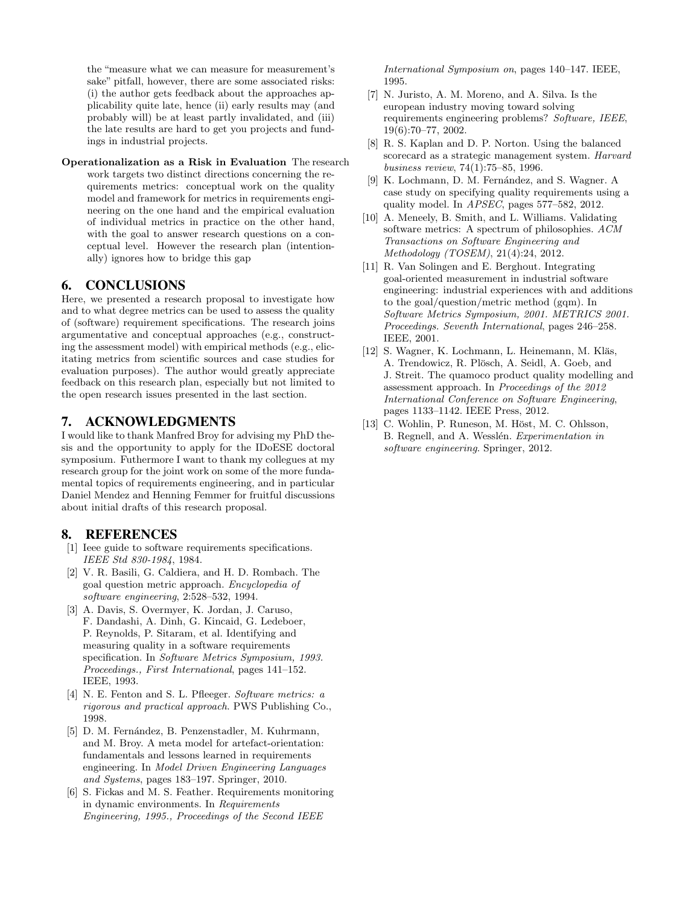the "measure what we can measure for measurement's sake" pitfall, however, there are some associated risks: (i) the author gets feedback about the approaches applicability quite late, hence (ii) early results may (and probably will) be at least partly invalidated, and (iii) the late results are hard to get you projects and fundings in industrial projects.

**Operationalization as a Risk in Evaluation** The research work targets two distinct directions concerning the requirements metrics: conceptual work on the quality model and framework for metrics in requirements engineering on the one hand and the empirical evaluation of individual metrics in practice on the other hand, with the goal to answer research questions on a conceptual level. However the research plan (intentionally) ignores how to bridge this gap

## 6. CONCLUSIONS

Here, we presented a research proposal to investigate how and to what degree metrics can be used to assess the quality of (software) requirement specifications. The research joins argumentative and conceptual approaches (e.g., constructing the assessment model) with empirical methods (e.g., elicitating metrics from scientific sources and case studies for evaluation purposes). The author would greatly appreciate feedback on this research plan, especially but not limited to the open research issues presented in the last section.

## 7. ACKNOWLEDGMENTS

I would like to thank Manfred Broy for advising my PhD thesis and the opportunity to apply for the IDoESE doctoral symposium. Futhermore I want to thank my collegues at my research group for the joint work on some of the more fundamental topics of requirements engineering, and in particular Daniel Mendez and Henning Femmer for fruitful discussions about initial drafts of this research proposal.

## 8. REFERENCES

[1] Ieee guide to software requirements specifications. *IEEE Std 830-1984*, 1984.

[2] V. R. Basili, G. Caldiera, and H. D. Rombach. The goal question metric approach. *Encyclopedia of software engineering*, 2:528–532, 1994.

[3] A. Davis, S. Overmyer, K. Jordan, J. Caruso, F. Dandashi, A. Dinh, G. Kincaid, G. Ledeboer, P. Reynolds, P. Sitaram, et al. Identifying and measuring quality in a software requirements specification. In *Software Metrics Symposium, 1993. Proceedings., First International*, pages 141–152. IEEE, 1993.

[4] N. E. Fenton and S. L. Pfleeger. *Software metrics: a rigorous and practical approach*. PWS Publishing Co., 1998.

[5] D. M. Fernández, B. Penzenstadler, M. Kuhrmann, and M. Broy. A meta model for artefact-orientation: fundamentals and lessons learned in requirements engineering. In *Model Driven Engineering Languages and Systems*, pages 183–197. Springer, 2010.

[6] S. Fickas and M. S. Feather. Requirements monitoring in dynamic environments. In *Requirements Engineering, 1995., Proceedings of the Second IEEE International Symposium on*, pages 140–147. IEEE, 1995.

[7] N. Juristo, A. M. Moreno, and A. Silva. Is the european industry moving toward solving requirements engineering problems? *Software, IEEE*, 19(6):70–77, 2002.

[8] R. S. Kaplan and D. P. Norton. Using the balanced scorecard as a strategic management system. *Harvard business review*, 74(1):75–85, 1996.

[9] K. Lochmann, D. M. Fernández, and S. Wagner. A case study on specifying quality requirements using a quality model. In *APSEC*, pages 577–582, 2012.

[10] A. Meneely, B. Smith, and L. Williams. Validating software metrics: A spectrum of philosophies. *ACM Transactions on Software Engineering and Methodology (TOSEM)*, 21(4):24, 2012.

[11] R. Van Solingen and E. Berghout. Integrating goal-oriented measurement in industrial software engineering: industrial experiences with and additions to the goal/question/metric method (gqm). In *Software Metrics Symposium, 2001. METRICS 2001. Proceedings. Seventh International*, pages 246–258. IEEE, 2001.

[12] S. Wagner, K. Lochmann, L. Heinemann, M. Kläs, A. Trendowicz, R. Plösch, A. Seidl, A. Goeb, and J. Streit. The quamoco product quality modelling and assessment approach. In *Proceedings of the 2012 International Conference on Software Engineering*, pages 1133–1142. IEEE Press, 2012.

[13] C. Wohlin, P. Runeson, M. Höst, M. C. Ohlsson, B. Regnell, and A. Wesslén. *Experimentation in software engineering*. Springer, 2012.